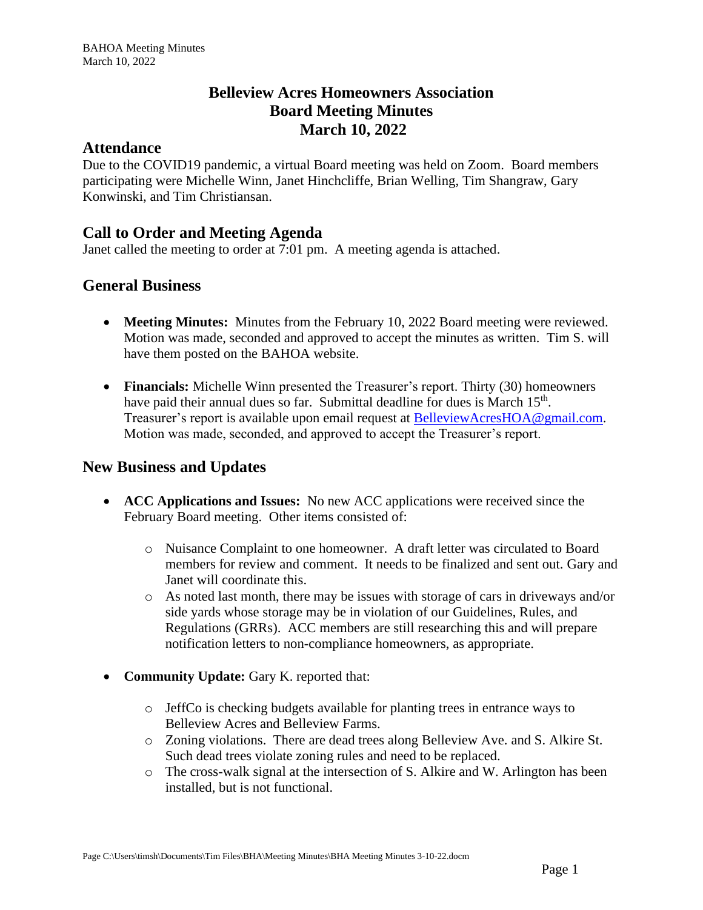# Belleview Acres Homeowners Association
# Board Meeting Minutes
# March 10, 2022

## Attendance

Due to the COVID19 pandemic, a virtual Board meeting was held on Zoom. Board members participating were Michelle Winn, Janet Hinchcliffe, Brian Welling, Tim Shangraw, Gary Konwinski, and Tim Christiansan.

## Call to Order and Meeting Agenda

Janet called the meeting to order at 7:01 pm. A meeting agenda is attached.

## General Business

- **Meeting Minutes:** Minutes from the February 10, 2022 Board meeting were reviewed. Motion was made, seconded and approved to accept the minutes as written. Tim S. will have them posted on the BAHOA website.
- **Financials:** Michelle Winn presented the Treasurer's report. Thirty (30) homeowners have paid their annual dues so far. Submittal deadline for dues is March 15th. Treasurer's report is available upon email request at BelleviewAcresHOA@gmail.com. Motion was made, seconded, and approved to accept the Treasurer's report.

## New Business and Updates

- **ACC Applications and Issues:** No new ACC applications were received since the February Board meeting. Other items consisted of:
  - Nuisance Complaint to one homeowner. A draft letter was circulated to Board members for review and comment. It needs to be finalized and sent out. Gary and Janet will coordinate this.
  - As noted last month, there may be issues with storage of cars in driveways and/or side yards whose storage may be in violation of our Guidelines, Rules, and Regulations (GRRs). ACC members are still researching this and will prepare notification letters to non-compliance homeowners, as appropriate.
- **Community Update:** Gary K. reported that:
  - JeffCo is checking budgets available for planting trees in entrance ways to Belleview Acres and Belleview Farms.
  - Zoning violations. There are dead trees along Belleview Ave. and S. Alkire St. Such dead trees violate zoning rules and need to be replaced.
  - The cross-walk signal at the intersection of S. Alkire and W. Arlington has been installed, but is not functional.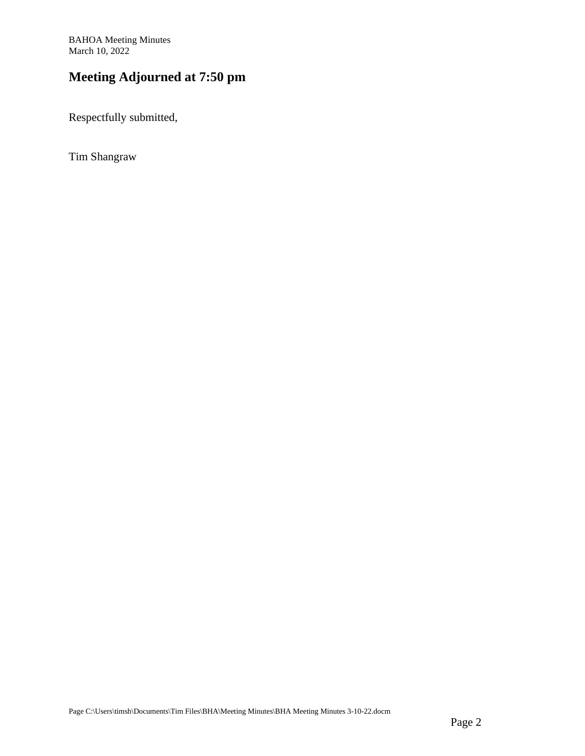## Meeting Adjourned at 7:50 pm

Respectfully submitted,

Tim Shangraw